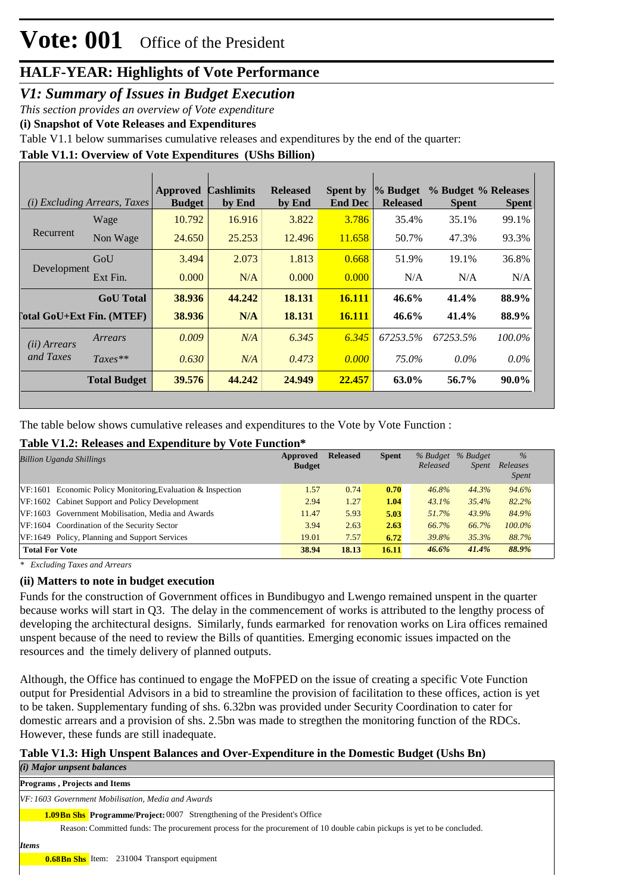# Vote: 001 Office of the President

## HALF-YEAR: Highlights of Vote Performance

## *V1: Summary of Issues in Budget Execution*

*This section provides an overview of Vote expenditure*

**(i) Snapshot of Vote Releases and Expenditures**

Table V1.1 below summarises cumulative releases and expenditures by the end of the quarter:

**Table V1.1: Overview of Vote Expenditures (UShs Billion)**

| *(i) Excluding Arrears, Taxes* | | Approved Budget | Cashlimits by End | Released by End | Spent by End Dec | % Budget Released | % Budget Spent | % Releases Spent |
|---|---|---|---|---|---|---|---|---|
| Recurrent | Wage | 10.792 | 16.916 | 3.822 | 3.786 | 35.4% | 35.1% | 99.1% |
| | Non Wage | 24.650 | 25.253 | 12.496 | 11.658 | 50.7% | 47.3% | 93.3% |
| Development | GoU | 3.494 | 2.073 | 1.813 | 0.668 | 51.9% | 19.1% | 36.8% |
| | Ext Fin. | 0.000 | N/A | 0.000 | 0.000 | N/A | N/A | N/A |
| | **GoU Total** | **38.936** | **44.242** | **18.131** | **16.111** | **46.6%** | **41.4%** | **88.9%** |
| **Total GoU+Ext Fin. (MTEF)** | | **38.936** | **N/A** | **18.131** | **16.111** | **46.6%** | **41.4%** | **88.9%** |
| *(ii) Arrears and Taxes* | *Arrears* | *0.009* | *N/A* | *6.345* | *6.345* | *67253.5%* | *67253.5%* | *100.0%* |
| | *Taxes*** | *0.630* | *N/A* | *0.473* | *0.000* | *75.0%* | *0.0%* | *0.0%* |
| | **Total Budget** | **39.576** | **44.242** | **24.949** | **22.457** | **63.0%** | **56.7%** | **90.0%** |

The table below shows cumulative releases and expenditures to the Vote by Vote Function :

**Table V1.2: Releases and Expenditure by Vote Function***

| *Billion Uganda Shillings* | Approved Budget | Released | Spent | *% Budget Released* | *% Budget Spent* | *% Releases Spent* |
|---|---|---|---|---|---|---|
| VF:1601 Economic Policy Monitoring,Evaluation & Inspection | 1.57 | 0.74 | **0.70** | *46.8%* | *44.3%* | *94.6%* |
| VF:1602 Cabinet Support and Policy Development | 2.94 | 1.27 | **1.04** | *43.1%* | *35.4%* | *82.2%* |
| VF:1603 Government Mobilisation, Media and Awards | 11.47 | 5.93 | **5.03** | *51.7%* | *43.9%* | *84.9%* |
| VF:1604 Coordination of the Security Sector | 3.94 | 2.63 | **2.63** | *66.7%* | *66.7%* | *100.0%* |
| VF:1649 Policy, Planning and Support Services | 19.01 | 7.57 | **6.72** | *39.8%* | *35.3%* | *88.7%* |
| **Total For Vote** | **38.94** | **18.13** | **16.11** | ***46.6%*** | ***41.4%*** | ***88.9%*** |

*\* Excluding Taxes and Arrears*

**(ii) Matters to note in budget execution**

Funds for the construction of Government offices in Bundibugyo and Lwengo remained unspent in the quarter because works will start in Q3. The delay in the commencement of works is attributed to the lengthy process of developing the architectural designs. Similarly, funds earmarked for renovation works on Lira offices remained unspent because of the need to review the Bills of quantities. Emerging economic issues impacted on the resources and the timely delivery of planned outputs.

Although, the Office has continued to engage the MoFPED on the issue of creating a specific Vote Function output for Presidential Advisors in a bid to streamline the provision of facilitation to these offices, action is yet to be taken. Supplementary funding of shs. 6.32bn was provided under Security Coordination to cater for domestic arrears and a provision of shs. 2.5bn was made to stregthen the monitoring function of the RDCs. However, these funds are still inadequate.

**Table V1.3: High Unspent Balances and Over-Expenditure in the Domestic Budget (Ushs Bn)**

***(i) Major unspent balances***

**Programs , Projects and Items**

*VF:1603 Government Mobilisation, Media and Awards*

**1.09Bn Shs** **Programme/Project:** 0007 Strengthening of the President's Office

Reason: Committed funds: The procurement process for the procurement of 10 double cabin pickups is yet to be concluded.

***Items***

**0.68Bn Shs** Item: 231004 Transport equipment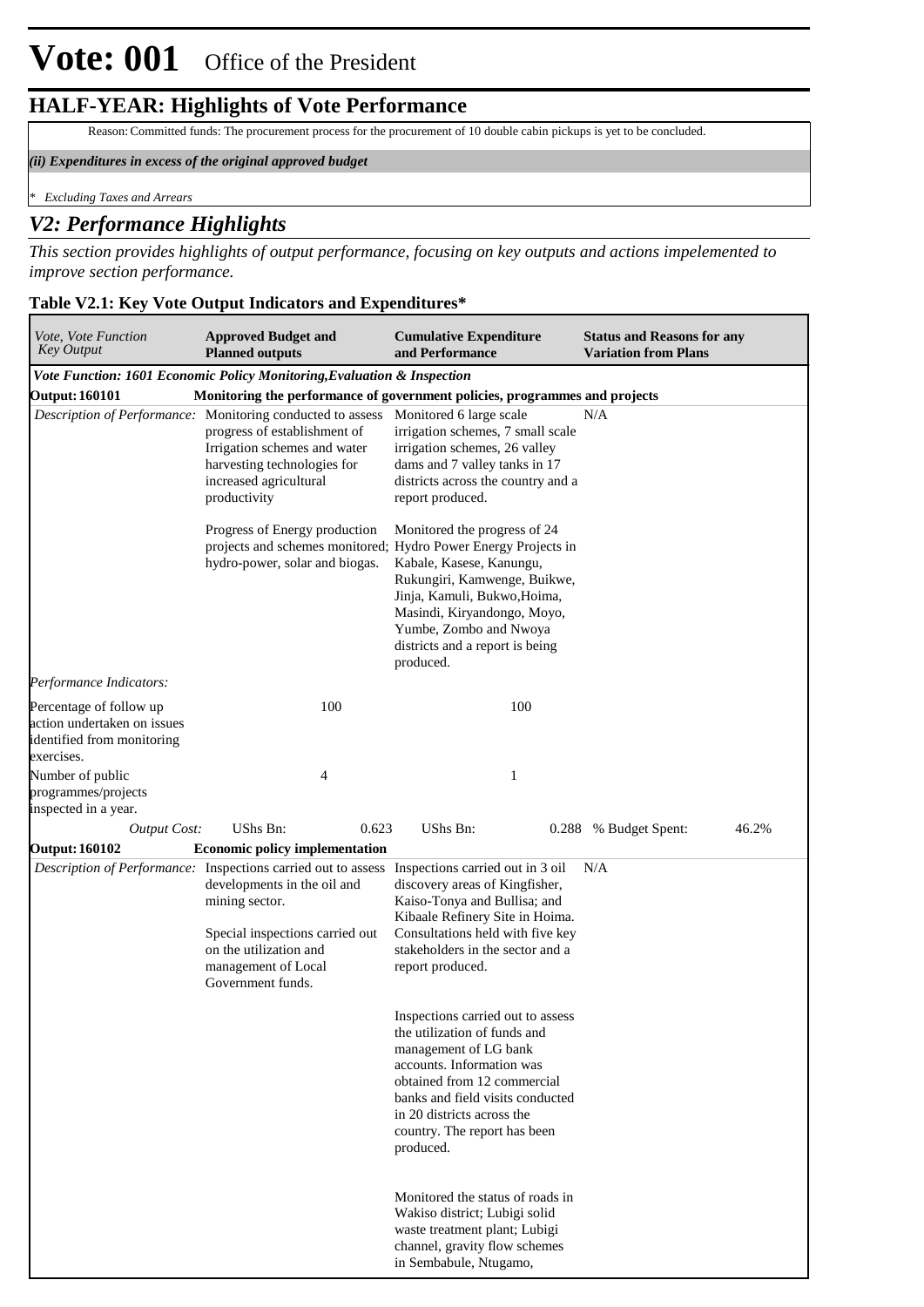# Vote: 001 Office of the President

## HALF-YEAR: Highlights of Vote Performance

Reason: Committed funds: The procurement process for the procurement of 10 double cabin pickups is yet to be concluded.

*(ii) Expenditures in excess of the original approved budget*

*\* Excluding Taxes and Arrears*

## *V2: Performance Highlights*

*This section provides highlights of output performance, focusing on key outputs and actions impelemented to improve section performance.*

### Table V2.1: Key Vote Output Indicators and Expenditures*

| *Vote, Vote Function Key Output* | **Approved Budget and Planned outputs** | **Cumulative Expenditure and Performance** | **Status and Reasons for any Variation from Plans** |
|---|---|---|---|
| ***Vote Function: 1601 Economic Policy Monitoring,Evaluation & Inspection*** | | | |
| **Output: 160101** | **Monitoring the performance of government policies, programmes and projects** | | |
| *Description of Performance:* | Monitoring conducted to assess progress of establishment of Irrigation schemes and water harvesting technologies for increased agricultural productivity<br><br>Progress of Energy production projects and schemes monitored; hydro-power, solar and biogas. | Monitored 6 large scale irrigation schemes, 7 small scale irrigation schemes, 26 valley dams and 7 valley tanks in 17 districts across the country and a report produced.<br><br>Monitored the progress of 24 Hydro Power Energy Projects in Kabale, Kasese, Kanungu, Rukungiri, Kamwenge, Buikwe, Jinja, Kamuli, Bukwo,Hoima, Masindi, Kiryandongo, Moyo, Yumbe, Zombo and Nwoya districts and a report is being produced. | N/A |
| *Performance Indicators:* | | | |
| Percentage of follow up action undertaken on issues identified from monitoring exercises. | 100 | 100 | |
| Number of public programmes/projects inspected in a year. | 4 | 1 | |
| *Output Cost:* | UShs Bn: 0.623 | UShs Bn: 0.288 | % Budget Spent: 46.2% |
| **Output: 160102** | **Economic policy implementation** | | |
| *Description of Performance:* | Inspections carried out to assess developments in the oil and mining sector.<br><br>Special inspections carried out on the utilization and management of Local Government funds. | Inspections carried out in 3 oil discovery areas of Kingfisher, Kaiso-Tonya and Bullisa; and Kibaale Refinery Site in Hoima. Consultations held with five key stakeholders in the sector and a report produced.<br><br>Inspections carried out to assess the utilization of funds and management of LG bank accounts. Information was obtained from 12 commercial banks and field visits conducted in 20 districts across the country. The report has been produced.<br><br>Monitored the status of roads in Wakiso district; Lubigi solid waste treatment plant; Lubigi channel, gravity flow schemes in Sembabule, Ntugamo, | N/A |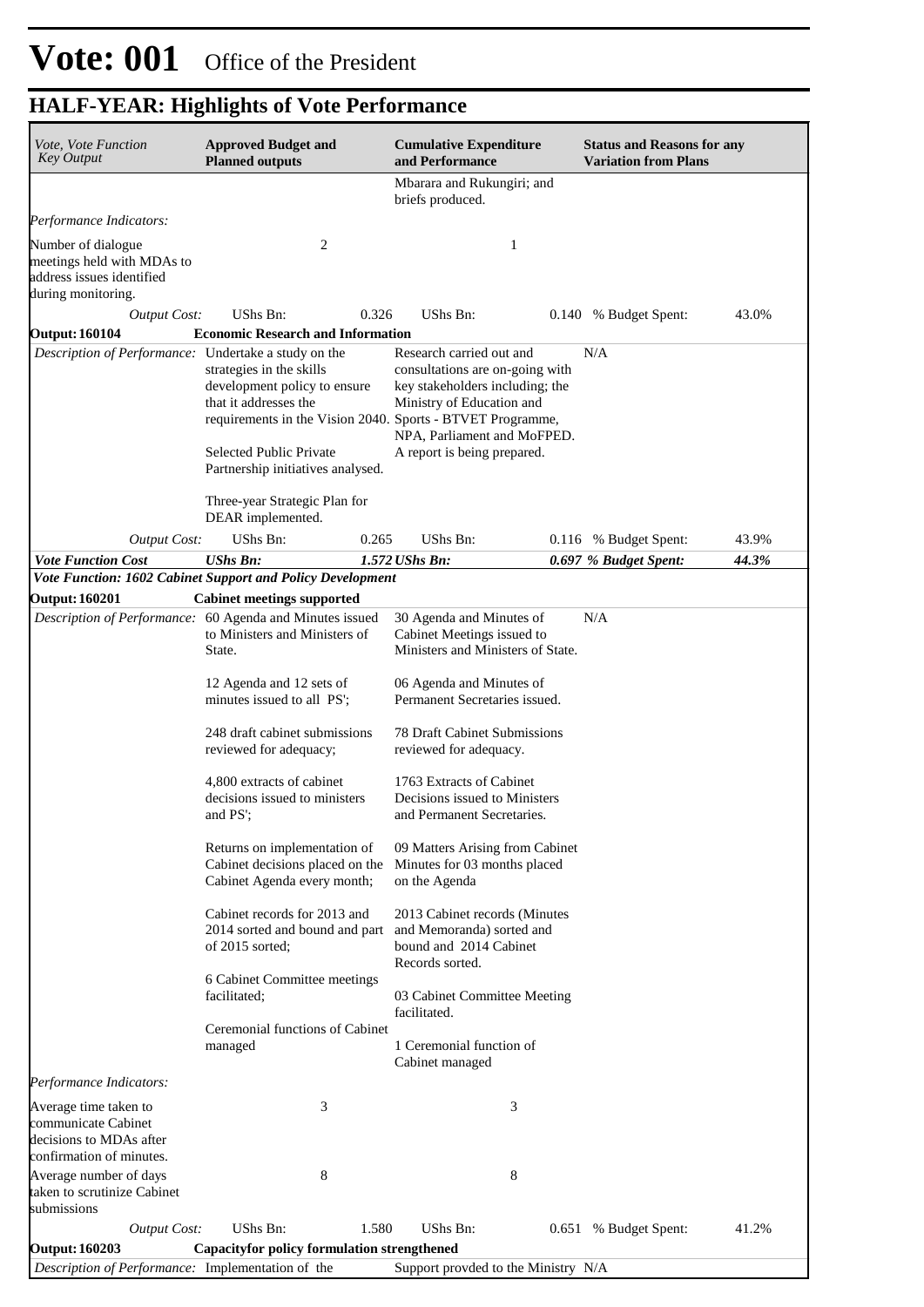# Vote: 001 Office of the President

## HALF-YEAR: Highlights of Vote Performance

| *Vote, Vote Function Key Output* | **Approved Budget and Planned outputs** | **Cumulative Expenditure and Performance** | **Status and Reasons for any Variation from Plans** |
|---|---|---|---|
| | | Mbarara and Rukungiri; and briefs produced. | |
| *Performance Indicators:* | | | |
| Number of dialogue meetings held with MDAs to address issues identified during monitoring. | 2 | 1 | |
| *Output Cost:* | UShs Bn: 0.326 | UShs Bn: 0.140 | % Budget Spent: 43.0% |
| **Output: 160104** | **Economic Research and Information** | | |
| *Description of Performance:* | Undertake a study on the strategies in the skills development policy to ensure that it addresses the requirements in the Vision 2040.<br><br>Selected Public Private Partnership initiatives analysed.<br><br>Three-year Strategic Plan for DEAR implemented. | Research carried out and consultations are on-going with key stakeholders including; the Ministry of Education and Sports - BTVET Programme, NPA, Parliament and MoFPED. A report is being prepared. | N/A |
| *Output Cost:* | UShs Bn: 0.265 | UShs Bn: 0.116 | % Budget Spent: 43.9% |
| ***Vote Function Cost*** | ***UShs Bn: 1.572*** | ***UShs Bn: 0.697*** | ***% Budget Spent: 44.3%*** |
| ***Vote Function: 1602 Cabinet Support and Policy Development*** | | | |
| **Output: 160201** | **Cabinet meetings supported** | | |
| *Description of Performance:* | 60 Agenda and Minutes issued to Ministers and Ministers of State.<br><br>12 Agenda and 12 sets of minutes issued to all PS';<br><br>248 draft cabinet submissions reviewed for adequacy;<br><br>4,800 extracts of cabinet decisions issued to ministers and PS';<br><br>Returns on implementation of Cabinet decisions placed on the Cabinet Agenda every month;<br><br>Cabinet records for 2013 and 2014 sorted and bound and part of 2015 sorted;<br><br>6 Cabinet Committee meetings facilitated;<br><br>Ceremonial functions of Cabinet managed | 30 Agenda and Minutes of Cabinet Meetings issued to Ministers and Ministers of State.<br><br>06 Agenda and Minutes of Permanent Secretaries issued.<br><br>78 Draft Cabinet Submissions reviewed for adequacy.<br><br>1763 Extracts of Cabinet Decisions issued to Ministers and Permanent Secretaries.<br><br>09 Matters Arising from Cabinet Minutes for 03 months placed on the Agenda<br><br>2013 Cabinet records (Minutes and Memoranda) sorted and bound and 2014 Cabinet Records sorted.<br><br>03 Cabinet Committee Meeting facilitated.<br><br>1 Ceremonial function of Cabinet managed | N/A |
| *Performance Indicators:* | | | |
| Average time taken to communicate Cabinet decisions to MDAs after confirmation of minutes. | 3 | 3 | |
| Average number of days taken to scrutinize Cabinet submissions | 8 | 8 | |
| *Output Cost:* | UShs Bn: 1.580 | UShs Bn: 0.651 | % Budget Spent: 41.2% |
| **Output: 160203** | **Capacityfor policy formulation strengthened** | | |
| *Description of Performance:* | Implementation of the | Support provded to the Ministry | N/A |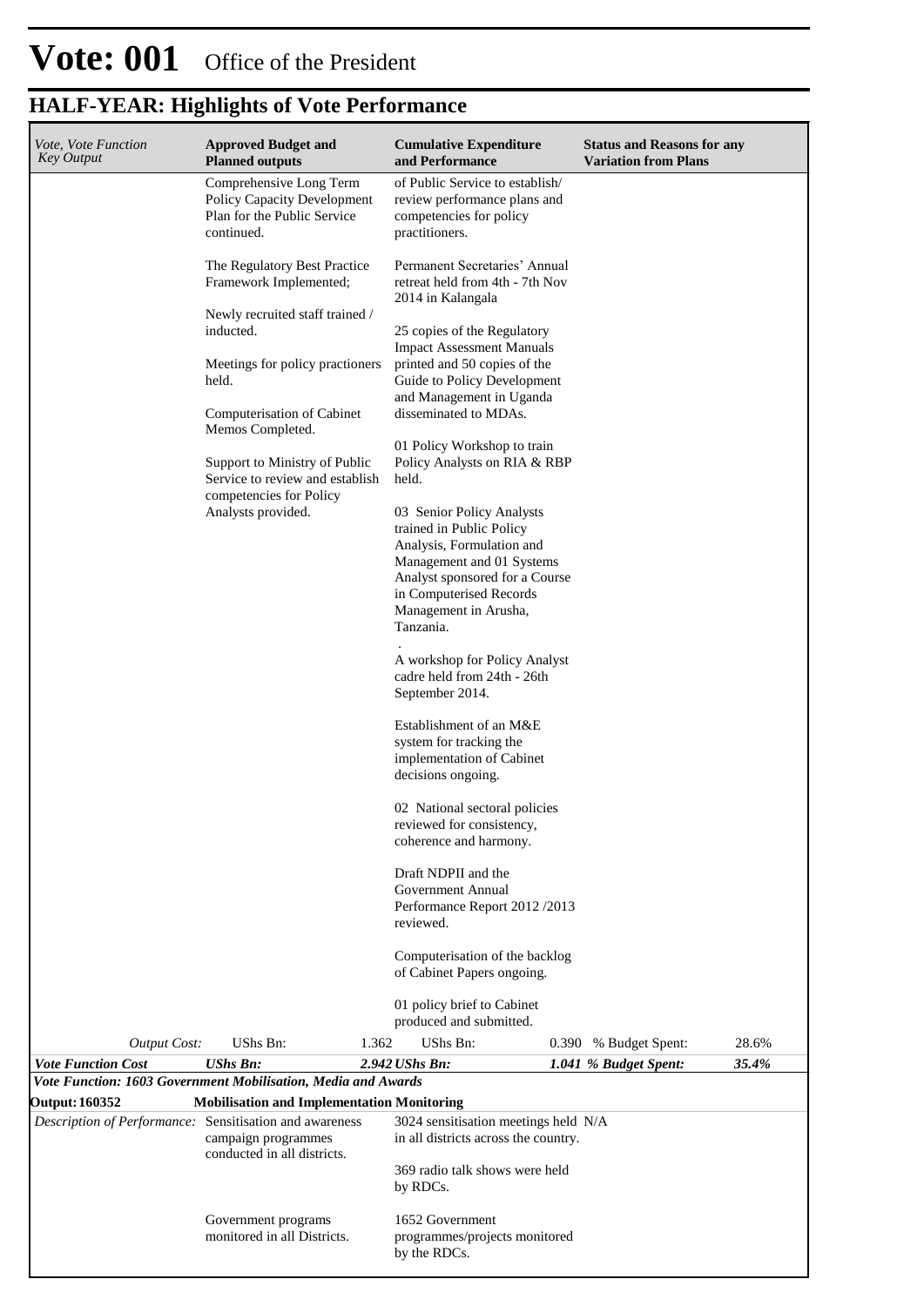# Vote: 001 Office of the President

## HALF-YEAR: Highlights of Vote Performance

| *Vote, Vote Function Key Output* | **Approved Budget and Planned outputs** | **Cumulative Expenditure and Performance** | **Status and Reasons for any Variation from Plans** |
|---|---|---|---|
| | Comprehensive Long Term Policy Capacity Development Plan for the Public Service continued.<br><br>The Regulatory Best Practice Framework Implemented;<br><br>Newly recruited staff trained / inducted.<br><br>Meetings for policy practioners held.<br><br>Computerisation of Cabinet Memos Completed.<br><br>Support to Ministry of Public Service to review and establish competencies for Policy Analysts provided. | of Public Service to establish/ review performance plans and competencies for policy practitioners.<br><br>Permanent Secretaries' Annual retreat held from 4th - 7th Nov 2014 in Kalangala<br><br>25 copies of the Regulatory Impact Assessment Manuals printed and 50 copies of the Guide to Policy Development and Management in Uganda disseminated to MDAs.<br><br>01 Policy Workshop to train Policy Analysts on RIA & RBP held.<br><br>03 Senior Policy Analysts trained in Public Policy Analysis, Formulation and Management and 01 Systems Analyst sponsored for a Course in Computerised Records Management in Arusha, Tanzania.<br><br>.<br><br>A workshop for Policy Analyst cadre held from 24th - 26th September 2014.<br><br>Establishment of an M&E system for tracking the implementation of Cabinet decisions ongoing.<br><br>02 National sectoral policies reviewed for consistency, coherence and harmony.<br><br>Draft NDPII and the Government Annual Performance Report 2012 /2013 reviewed.<br><br>Computerisation of the backlog of Cabinet Papers ongoing.<br><br>01 policy brief to Cabinet produced and submitted. | |
| *Output Cost:* | UShs Bn: 1.362 | UShs Bn: 0.390 | % Budget Spent: 28.6% |
| ***Vote Function Cost*** | ***UShs Bn: 2.942*** | ***UShs Bn: 1.041*** | ***% Budget Spent: 35.4%*** |
| ***Vote Function: 1603 Government Mobilisation, Media and Awards*** | | | |
| **Output: 160352** | **Mobilisation and Implementation Monitoring** | | |
| *Description of Performance:* | Sensitisation and awareness campaign programmes conducted in all districts.<br><br>Government programs monitored in all Districts. | 3024 sensitisation meetings held in all districts across the country.<br><br>369 radio talk shows were held by RDCs.<br><br>1652 Government programmes/projects monitored by the RDCs. | N/A |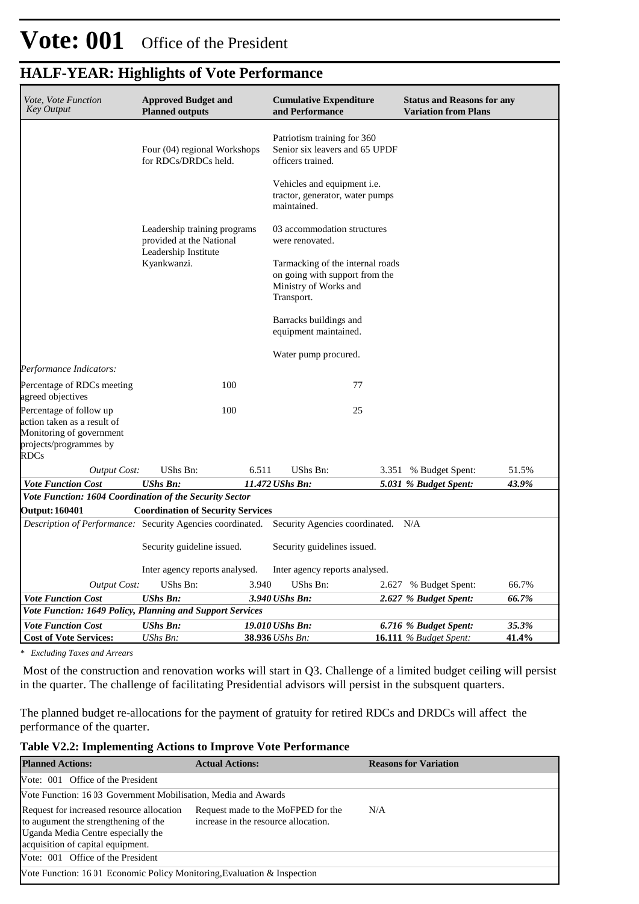# Vote: 001 Office of the President

## HALF-YEAR: Highlights of Vote Performance

| *Vote, Vote Function Key Output* | **Approved Budget and Planned outputs** | | **Cumulative Expenditure and Performance** | | **Status and Reasons for any Variation from Plans** | |
|---|---|---|---|---|---|---|
| | Four (04) regional Workshops for RDCs/DRDCs held.<br><br>Leadership training programs provided at the National Leadership Institute Kyankwanzi. | | Patriotism training for 360 Senior six leavers and 65 UPDF officers trained.<br><br>Vehicles and equipment i.e. tractor, generator, water pumps maintained.<br><br>03 accommodation structures were renovated.<br><br>Tarmacking of the internal roads on going with support from the Ministry of Works and Transport.<br><br>Barracks buildings and equipment maintained.<br><br>Water pump procured. | | | |
| *Performance Indicators:* | | | | | | |
| Percentage of RDCs meeting agreed objectives | | 100 | | 77 | | |
| Percentage of follow up action taken as a result of Monitoring of government projects/programmes by RDCs | | 100 | | 25 | | |
| *Output Cost:* | UShs Bn: | 6.511 | UShs Bn: | 3.351 | % Budget Spent: | 51.5% |
| ***Vote Function Cost*** | ***UShs Bn:*** | ***11.472*** | ***UShs Bn:*** | ***5.031*** | ***% Budget Spent:*** | ***43.9%*** |
| ***Vote Function: 1604 Coordination of the Security Sector*** | | | | | | |
| **Output: 160401** | **Coordination of Security Services** | | | | | |
| *Description of Performance:* | Security Agencies coordinated.<br><br>Security guideline issued.<br><br>Inter agency reports analysed. | | Security Agencies coordinated.<br><br>Security guidelines issued.<br><br>Inter agency reports analysed. | | N/A | |
| *Output Cost:* | UShs Bn: | 3.940 | UShs Bn: | 2.627 | % Budget Spent: | 66.7% |
| ***Vote Function Cost*** | ***UShs Bn:*** | ***3.940*** | ***UShs Bn:*** | ***2.627*** | ***% Budget Spent:*** | ***66.7%*** |
| ***Vote Function: 1649 Policy, Planning and Support Services*** | | | | | | |
| ***Vote Function Cost*** | ***UShs Bn:*** | ***19.010*** | ***UShs Bn:*** | ***6.716*** | ***% Budget Spent:*** | ***35.3%*** |
| **Cost of Vote Services:** | *UShs Bn:* | **38.936** | *UShs Bn:* | **16.111** | *% Budget Spent:* | **41.4%** |

*\* Excluding Taxes and Arrears*

Most of the construction and renovation works will start in Q3. Challenge of a limited budget ceiling will persist in the quarter. The challenge of facilitating Presidential advisors will persist in the subsquent quarters.

The planned budget re-allocations for the payment of gratuity for retired RDCs and DRDCs will affect the performance of the quarter.

**Table V2.2: Implementing Actions to Improve Vote Performance**

| **Planned Actions:** | **Actual Actions:** | **Reasons for Variation** |
|---|---|---|
| Vote: 001 Office of the President | | |
| Vote Function: 1603 Government Mobilisation, Media and Awards | | |
| Request for increased resource allocation to augument the strengthening of the Uganda Media Centre especially the acquisition of capital equipment. | Request made to the MoFPED for the increase in the resource allocation. | N/A |
| Vote: 001 Office of the President | | |
| Vote Function: 1601 Economic Policy Monitoring,Evaluation & Inspection | | |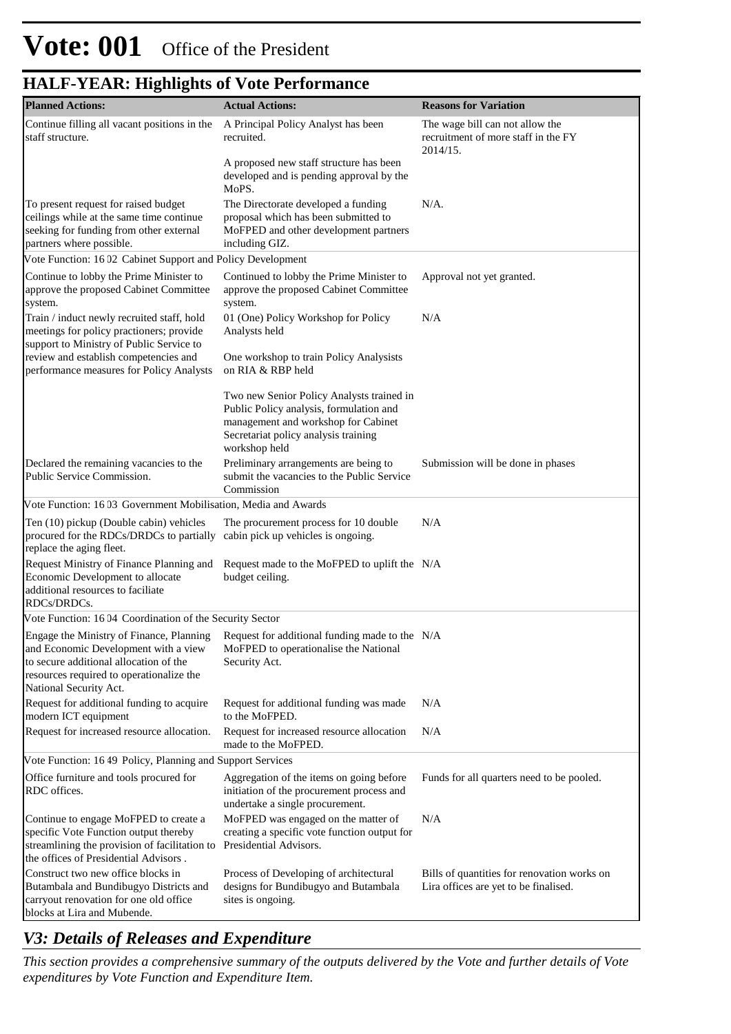# Vote: 001 Office of the President

## HALF-YEAR: Highlights of Vote Performance

| Planned Actions: | Actual Actions: | Reasons for Variation |
|---|---|---|
| Continue filling all vacant positions in the staff structure. | A Principal Policy Analyst has been recruited.<br><br>A proposed new staff structure has been developed and is pending approval by the MoPS. | The wage bill can not allow the recruitment of more staff in the FY 2014/15. |
| To present request for raised budget ceilings while at the same time continue seeking for funding from other external partners where possible. | The Directorate developed a funding proposal which has been submitted to MoFPED and other development partners including GIZ. | N/A. |
| Vote Function: 16 02 Cabinet Support and Policy Development | | |
| Continue to lobby the Prime Minister to approve the proposed Cabinet Committee system. | Continued to lobby the Prime Minister to approve the proposed Cabinet Committee system. | Approval not yet granted. |
| Train / induct newly recruited staff, hold meetings for policy practioners; provide support to Ministry of Public Service to review and establish competencies and performance measures for Policy Analysts | 01 (One) Policy Workshop for Policy Analysts held<br><br>One workshop to train Policy Analysists on RIA & RBP held<br><br>Two new Senior Policy Analysts trained in Public Policy analysis, formulation and management and workshop for Cabinet Secretariat policy analysis training workshop held | N/A |
| Declared the remaining vacancies to the Public Service Commission. | Preliminary arrangements are being to submit the vacancies to the Public Service Commission | Submission will be done in phases |
| Vote Function: 16 03 Government Mobilisation, Media and Awards | | |
| Ten (10) pickup (Double cabin) vehicles procured for the RDCs/DRDCs to partially replace the aging fleet. | The procurement process for 10 double cabin pick up vehicles is ongoing. | N/A |
| Request Ministry of Finance Planning and Economic Development to allocate additional resources to faciliate RDCs/DRDCs. | Request made to the MoFPED to uplift the budget ceiling. | N/A |
| Vote Function: 16 04 Coordination of the Security Sector | | |
| Engage the Ministry of Finance, Planning and Economic Development with a view to secure additional allocation of the resources required to operationalize the National Security Act. | Request for additional funding made to the MoFPED to operationalise the National Security Act. | N/A |
| Request for additional funding to acquire modern ICT equipment | Request for additional funding was made to the MoFPED. | N/A |
| Request for increased resource allocation. | Request for increased resource allocation made to the MoFPED. | N/A |
| Vote Function: 16 49 Policy, Planning and Support Services | | |
| Office furniture and tools procured for RDC offices. | Aggregation of the items on going before initiation of the procurement process and undertake a single procurement. | Funds for all quarters need to be pooled. |
| Continue to engage MoFPED to create a specific Vote Function output thereby streamlining the provision of facilitation to the offices of Presidential Advisors . | MoFPED was engaged on the matter of creating a specific vote function output for Presidential Advisors. | N/A |
| Construct two new office blocks in Butambala and Bundibugyo Districts and carryout renovation for one old office blocks at Lira and Mubende. | Process of Developing of architectural designs for Bundibugyo and Butambala sites is ongoing. | Bills of quantities for renovation works on Lira offices are yet to be finalised. |

## *V3: Details of Releases and Expenditure*

*This section provides a comprehensive summary of the outputs delivered by the Vote and further details of Vote expenditures by Vote Function and Expenditure Item.*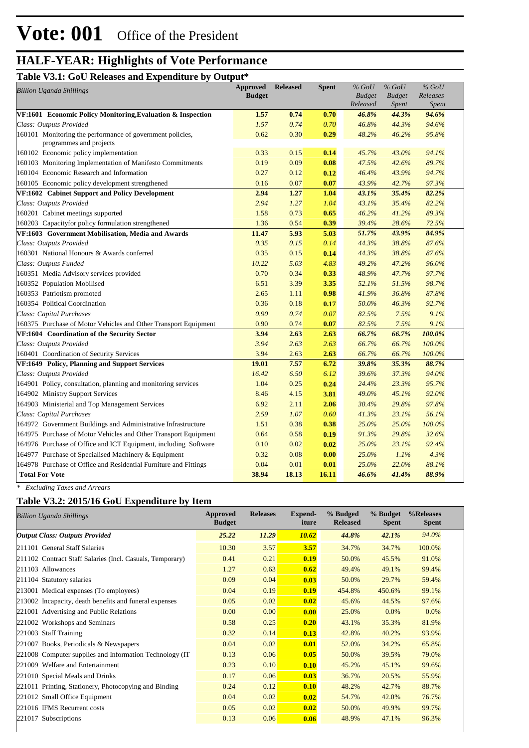# Vote: 001 Office of the President

## HALF-YEAR: Highlights of Vote Performance

### Table V3.1: GoU Releases and Expenditure by Output*

| *Billion Uganda Shillings* | Approved Budget | Released | Spent | *% GoU Budget Released* | *% GoU Budget Spent* | *% GoU Releases Spent* |
|---|---|---|---|---|---|---|
| **VF:1601 Economic Policy Monitoring,Evaluation & Inspection** | **1.57** | **0.74** | **0.70** | ***46.8%*** | ***44.3%*** | ***94.6%*** |
| *Class: Outputs Provided* | *1.57* | *0.74* | *0.70* | *46.8%* | *44.3%* | *94.6%* |
| 160101 Monitoring the performance of government policies, programmes and projects | 0.62 | 0.30 | **0.29** | *48.2%* | *46.2%* | *95.8%* |
| 160102 Economic policy implementation | 0.33 | 0.15 | **0.14** | *45.7%* | *43.0%* | *94.1%* |
| 160103 Monitoring Implementation of Manifesto Commitments | 0.19 | 0.09 | **0.08** | *47.5%* | *42.6%* | *89.7%* |
| 160104 Economic Research and Information | 0.27 | 0.12 | **0.12** | *46.4%* | *43.9%* | *94.7%* |
| 160105 Economic policy development strengthened | 0.16 | 0.07 | **0.07** | *43.9%* | *42.7%* | *97.3%* |
| **VF:1602 Cabinet Support and Policy Development** | **2.94** | **1.27** | **1.04** | ***43.1%*** | ***35.4%*** | ***82.2%*** |
| *Class: Outputs Provided* | *2.94* | *1.27* | *1.04* | *43.1%* | *35.4%* | *82.2%* |
| 160201 Cabinet meetings supported | 1.58 | 0.73 | **0.65** | *46.2%* | *41.2%* | *89.3%* |
| 160203 Capacityfor policy formulation strengthened | 1.36 | 0.54 | **0.39** | *39.4%* | *28.6%* | *72.5%* |
| **VF:1603 Government Mobilisation, Media and Awards** | **11.47** | **5.93** | **5.03** | ***51.7%*** | ***43.9%*** | ***84.9%*** |
| *Class: Outputs Provided* | *0.35* | *0.15* | *0.14* | *44.3%* | *38.8%* | *87.6%* |
| 160301 National Honours & Awards conferred | 0.35 | 0.15 | **0.14** | *44.3%* | *38.8%* | *87.6%* |
| *Class: Outputs Funded* | *10.22* | *5.03* | *4.83* | *49.2%* | *47.2%* | *96.0%* |
| 160351 Media Advisory services provided | 0.70 | 0.34 | **0.33** | *48.9%* | *47.7%* | *97.7%* |
| 160352 Population Mobilised | 6.51 | 3.39 | **3.35** | *52.1%* | *51.5%* | *98.7%* |
| 160353 Patriotism promoted | 2.65 | 1.11 | **0.98** | *41.9%* | *36.8%* | *87.8%* |
| 160354 Political Coordination | 0.36 | 0.18 | **0.17** | *50.0%* | *46.3%* | *92.7%* |
| *Class: Capital Purchases* | *0.90* | *0.74* | *0.07* | *82.5%* | *7.5%* | *9.1%* |
| 160375 Purchase of Motor Vehicles and Other Transport Equipment | 0.90 | 0.74 | **0.07** | *82.5%* | *7.5%* | *9.1%* |
| **VF:1604 Coordination of the Security Sector** | **3.94** | **2.63** | **2.63** | ***66.7%*** | ***66.7%*** | ***100.0%*** |
| *Class: Outputs Provided* | *3.94* | *2.63* | *2.63* | *66.7%* | *66.7%* | *100.0%* |
| 160401 Coordination of Security Services | 3.94 | 2.63 | **2.63** | *66.7%* | *66.7%* | *100.0%* |
| **VF:1649 Policy, Planning and Support Services** | **19.01** | **7.57** | **6.72** | ***39.8%*** | ***35.3%*** | ***88.7%*** |
| *Class: Outputs Provided* | *16.42* | *6.50* | *6.12* | *39.6%* | *37.3%* | *94.0%* |
| 164901 Policy, consultation, planning and monitoring services | 1.04 | 0.25 | **0.24** | *24.4%* | *23.3%* | *95.7%* |
| 164902 Ministry Support Services | 8.46 | 4.15 | **3.81** | *49.0%* | *45.1%* | *92.0%* |
| 164903 Ministerial and Top Management Services | 6.92 | 2.11 | **2.06** | *30.4%* | *29.8%* | *97.8%* |
| *Class: Capital Purchases* | *2.59* | *1.07* | *0.60* | *41.3%* | *23.1%* | *56.1%* |
| 164972 Government Buildings and Administrative Infrastructure | 1.51 | 0.38 | **0.38** | *25.0%* | *25.0%* | *100.0%* |
| 164975 Purchase of Motor Vehicles and Other Transport Equipment | 0.64 | 0.58 | **0.19** | *91.3%* | *29.8%* | *32.6%* |
| 164976 Purchase of Office and ICT Equipment, including Software | 0.10 | 0.02 | **0.02** | *25.0%* | *23.1%* | *92.4%* |
| 164977 Purchase of Specialised Machinery & Equipment | 0.32 | 0.08 | **0.00** | *25.0%* | *1.1%* | *4.3%* |
| 164978 Purchase of Office and Residential Furniture and Fittings | 0.04 | 0.01 | **0.01** | *25.0%* | *22.0%* | *88.1%* |
| **Total For Vote** | **38.94** | **18.13** | **16.11** | ***46.6%*** | ***41.4%*** | ***88.9%*** |

*\* Excluding Taxes and Arrears*

### Table V3.2: 2015/16 GoU Expenditure by Item

| *Billion Uganda Shillings* | Approved Budget | Releases | Expend-iture | % Budged Released | % Budget Spent | %Releases Spent |
|---|---|---|---|---|---|---|
| ***Output Class: Outputs Provided*** | ***25.22*** | ***11.29*** | ***10.62*** | ***44.8%*** | ***42.1%*** | *94.0%* |
| 211101 General Staff Salaries | 10.30 | 3.57 | **3.57** | 34.7% | 34.7% | 100.0% |
| 211102 Contract Staff Salaries (Incl. Casuals, Temporary) | 0.41 | 0.21 | **0.19** | 50.0% | 45.5% | 91.0% |
| 211103 Allowances | 1.27 | 0.63 | **0.62** | 49.4% | 49.1% | 99.4% |
| 211104 Statutory salaries | 0.09 | 0.04 | **0.03** | 50.0% | 29.7% | 59.4% |
| 213001 Medical expenses (To employees) | 0.04 | 0.19 | **0.19** | 454.8% | 450.6% | 99.1% |
| 213002 Incapacity, death benefits and funeral expenses | 0.05 | 0.02 | **0.02** | 45.6% | 44.5% | 97.6% |
| 221001 Advertising and Public Relations | 0.00 | 0.00 | **0.00** | 25.0% | 0.0% | 0.0% |
| 221002 Workshops and Seminars | 0.58 | 0.25 | **0.20** | 43.1% | 35.3% | 81.9% |
| 221003 Staff Training | 0.32 | 0.14 | **0.13** | 42.8% | 40.2% | 93.9% |
| 221007 Books, Periodicals & Newspapers | 0.04 | 0.02 | **0.01** | 52.0% | 34.2% | 65.8% |
| 221008 Computer supplies and Information Technology (IT | 0.13 | 0.06 | **0.05** | 50.0% | 39.5% | 79.0% |
| 221009 Welfare and Entertainment | 0.23 | 0.10 | **0.10** | 45.2% | 45.1% | 99.6% |
| 221010 Special Meals and Drinks | 0.17 | 0.06 | **0.03** | 36.7% | 20.5% | 55.9% |
| 221011 Printing, Stationery, Photocopying and Binding | 0.24 | 0.12 | **0.10** | 48.2% | 42.7% | 88.7% |
| 221012 Small Office Equipment | 0.04 | 0.02 | **0.02** | 54.7% | 42.0% | 76.7% |
| 221016 IFMS Recurrent costs | 0.05 | 0.02 | **0.02** | 50.0% | 49.9% | 99.7% |
| 221017 Subscriptions | 0.13 | 0.06 | **0.06** | 48.9% | 47.1% | 96.3% |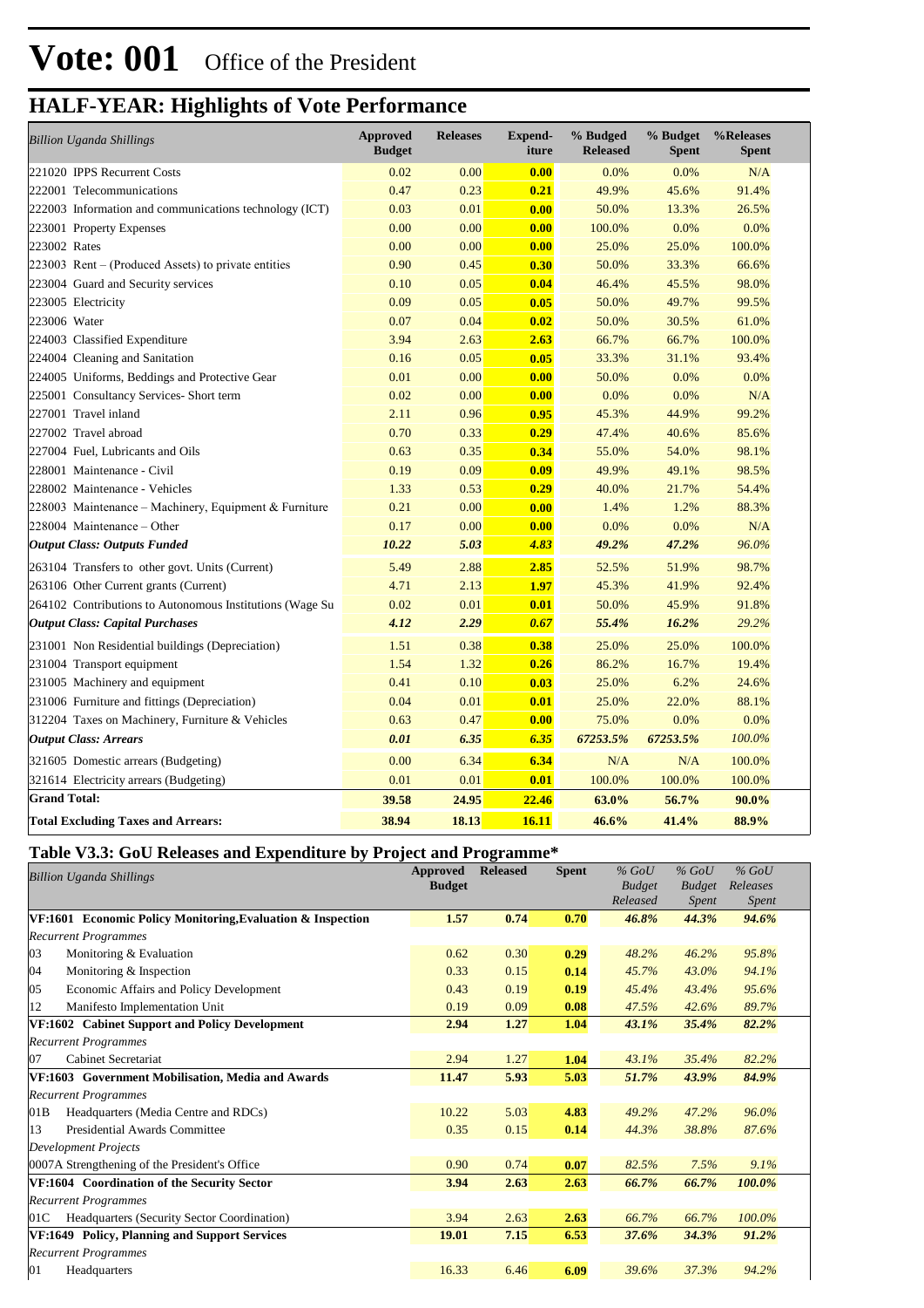# Vote: 001 Office of the President

## HALF-YEAR: Highlights of Vote Performance

| *Billion Uganda Shillings* | Approved Budget | Releases | Expend-iture | % Budged Released | % Budget Spent | %Releases Spent |
|---|---|---|---|---|---|---|
| 221020 IPPS Recurrent Costs | 0.02 | 0.00 | **0.00** | 0.0% | 0.0% | N/A |
| 222001 Telecommunications | 0.47 | 0.23 | **0.21** | 49.9% | 45.6% | 91.4% |
| 222003 Information and communications technology (ICT) | 0.03 | 0.01 | **0.00** | 50.0% | 13.3% | 26.5% |
| 223001 Property Expenses | 0.00 | 0.00 | **0.00** | 100.0% | 0.0% | 0.0% |
| 223002 Rates | 0.00 | 0.00 | **0.00** | 25.0% | 25.0% | 100.0% |
| 223003 Rent – (Produced Assets) to private entities | 0.90 | 0.45 | **0.30** | 50.0% | 33.3% | 66.6% |
| 223004 Guard and Security services | 0.10 | 0.05 | **0.04** | 46.4% | 45.5% | 98.0% |
| 223005 Electricity | 0.09 | 0.05 | **0.05** | 50.0% | 49.7% | 99.5% |
| 223006 Water | 0.07 | 0.04 | **0.02** | 50.0% | 30.5% | 61.0% |
| 224003 Classified Expenditure | 3.94 | 2.63 | **2.63** | 66.7% | 66.7% | 100.0% |
| 224004 Cleaning and Sanitation | 0.16 | 0.05 | **0.05** | 33.3% | 31.1% | 93.4% |
| 224005 Uniforms, Beddings and Protective Gear | 0.01 | 0.00 | **0.00** | 50.0% | 0.0% | 0.0% |
| 225001 Consultancy Services- Short term | 0.02 | 0.00 | **0.00** | 0.0% | 0.0% | N/A |
| 227001 Travel inland | 2.11 | 0.96 | **0.95** | 45.3% | 44.9% | 99.2% |
| 227002 Travel abroad | 0.70 | 0.33 | **0.29** | 47.4% | 40.6% | 85.6% |
| 227004 Fuel, Lubricants and Oils | 0.63 | 0.35 | **0.34** | 55.0% | 54.0% | 98.1% |
| 228001 Maintenance - Civil | 0.19 | 0.09 | **0.09** | 49.9% | 49.1% | 98.5% |
| 228002 Maintenance - Vehicles | 1.33 | 0.53 | **0.29** | 40.0% | 21.7% | 54.4% |
| 228003 Maintenance – Machinery, Equipment & Furniture | 0.21 | 0.00 | **0.00** | 1.4% | 1.2% | 88.3% |
| 228004 Maintenance – Other | 0.17 | 0.00 | **0.00** | 0.0% | 0.0% | N/A |
| ***Output Class: Outputs Funded*** | ***10.22*** | ***5.03*** | ***4.83*** | ***49.2%*** | ***47.2%*** | ***96.0%*** |
| 263104 Transfers to other govt. Units (Current) | 5.49 | 2.88 | **2.85** | 52.5% | 51.9% | 98.7% |
| 263106 Other Current grants (Current) | 4.71 | 2.13 | **1.97** | 45.3% | 41.9% | 92.4% |
| 264102 Contributions to Autonomous Institutions (Wage Su | 0.02 | 0.01 | **0.01** | 50.0% | 45.9% | 91.8% |
| ***Output Class: Capital Purchases*** | ***4.12*** | ***2.29*** | ***0.67*** | ***55.4%*** | ***16.2%*** | ***29.2%*** |
| 231001 Non Residential buildings (Depreciation) | 1.51 | 0.38 | **0.38** | 25.0% | 25.0% | 100.0% |
| 231004 Transport equipment | 1.54 | 1.32 | **0.26** | 86.2% | 16.7% | 19.4% |
| 231005 Machinery and equipment | 0.41 | 0.10 | **0.03** | 25.0% | 6.2% | 24.6% |
| 231006 Furniture and fittings (Depreciation) | 0.04 | 0.01 | **0.01** | 25.0% | 22.0% | 88.1% |
| 312204 Taxes on Machinery, Furniture & Vehicles | 0.63 | 0.47 | **0.00** | 75.0% | 0.0% | 0.0% |
| ***Output Class: Arrears*** | ***0.01*** | ***6.35*** | ***6.35*** | ***67253.5%*** | ***67253.5%*** | ***100.0%*** |
| 321605 Domestic arrears (Budgeting) | 0.00 | 6.34 | **6.34** | N/A | N/A | 100.0% |
| 321614 Electricity arrears (Budgeting) | 0.01 | 0.01 | **0.01** | 100.0% | 100.0% | 100.0% |
| **Grand Total:** | **39.58** | **24.95** | **22.46** | **63.0%** | **56.7%** | **90.0%** |
| **Total Excluding Taxes and Arrears:** | **38.94** | **18.13** | **16.11** | **46.6%** | **41.4%** | **88.9%** |

### Table V3.3: GoU Releases and Expenditure by Project and Programme*

| *Billion Uganda Shillings* | Approved Budget | Released | Spent | *% GoU Budget Released* | *% GoU Budget Spent* | *% GoU Releases Spent* |
|---|---|---|---|---|---|---|
| **VF:1601 Economic Policy Monitoring,Evaluation & Inspection** | **1.57** | **0.74** | **0.70** | ***46.8%*** | ***44.3%*** | ***94.6%*** |
| *Recurrent Programmes* | | | | | | |
| 03 Monitoring & Evaluation | 0.62 | 0.30 | **0.29** | *48.2%* | *46.2%* | *95.8%* |
| 04 Monitoring & Inspection | 0.33 | 0.15 | **0.14** | *45.7%* | *43.0%* | *94.1%* |
| 05 Economic Affairs and Policy Development | 0.43 | 0.19 | **0.19** | *45.4%* | *43.4%* | *95.6%* |
| 12 Manifesto Implementation Unit | 0.19 | 0.09 | **0.08** | *47.5%* | *42.6%* | *89.7%* |
| **VF:1602 Cabinet Support and Policy Development** | **2.94** | **1.27** | **1.04** | ***43.1%*** | ***35.4%*** | ***82.2%*** |
| *Recurrent Programmes* | | | | | | |
| 07 Cabinet Secretariat | 2.94 | 1.27 | **1.04** | *43.1%* | *35.4%* | *82.2%* |
| **VF:1603 Government Mobilisation, Media and Awards** | **11.47** | **5.93** | **5.03** | ***51.7%*** | ***43.9%*** | ***84.9%*** |
| *Recurrent Programmes* | | | | | | |
| 01B Headquarters (Media Centre and RDCs) | 10.22 | 5.03 | **4.83** | *49.2%* | *47.2%* | *96.0%* |
| 13 Presidential Awards Committee | 0.35 | 0.15 | **0.14** | *44.3%* | *38.8%* | *87.6%* |
| *Development Projects* | | | | | | |
| 0007A Strengthening of the President's Office | 0.90 | 0.74 | **0.07** | *82.5%* | *7.5%* | *9.1%* |
| **VF:1604 Coordination of the Security Sector** | **3.94** | **2.63** | **2.63** | ***66.7%*** | ***66.7%*** | ***100.0%*** |
| *Recurrent Programmes* | | | | | | |
| 01C Headquarters (Security Sector Coordination) | 3.94 | 2.63 | **2.63** | *66.7%* | *66.7%* | *100.0%* |
| **VF:1649 Policy, Planning and Support Services** | **19.01** | **7.15** | **6.53** | ***37.6%*** | ***34.3%*** | ***91.2%*** |
| *Recurrent Programmes* | | | | | | |
| 01 Headquarters | 16.33 | 6.46 | **6.09** | *39.6%* | *37.3%* | *94.2%* |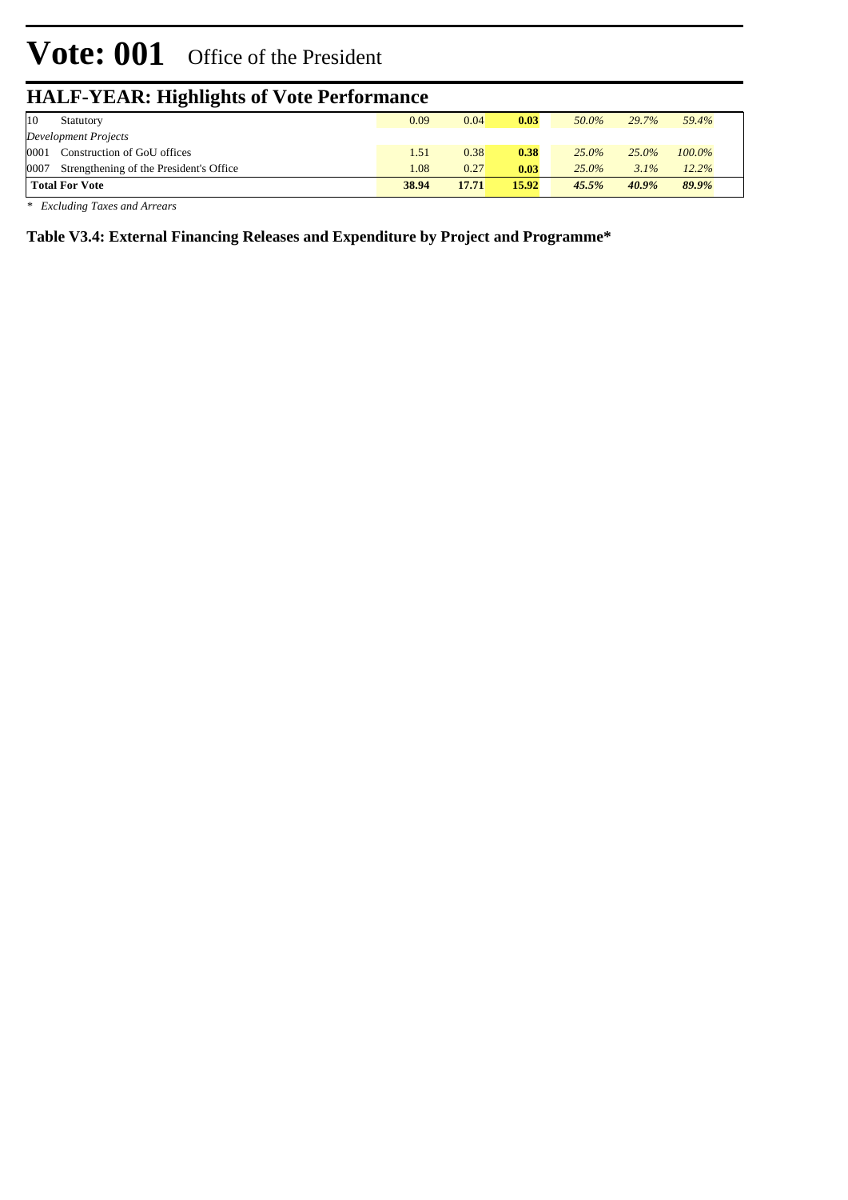# Vote: 001 Office of the President

## HALF-YEAR: Highlights of Vote Performance

| | | | | | | | |
|---|---|---|---|---|---|---|---|
| 10 | Statutory | 0.09 | 0.04 | **0.03** | *50.0%* | *29.7%* | *59.4%* |
| *Development Projects* | | | | | | | |
| 0001 | Construction of GoU offices | 1.51 | 0.38 | **0.38** | *25.0%* | *25.0%* | *100.0%* |
| 0007 | Strengthening of the President's Office | 1.08 | 0.27 | **0.03** | *25.0%* | *3.1%* | *12.2%* |
| **Total For Vote** | | **38.94** | **17.71** | **15.92** | ***45.5%*** | ***40.9%*** | ***89.9%*** |

*\* Excluding Taxes and Arrears*

**Table V3.4: External Financing Releases and Expenditure by Project and Programme***